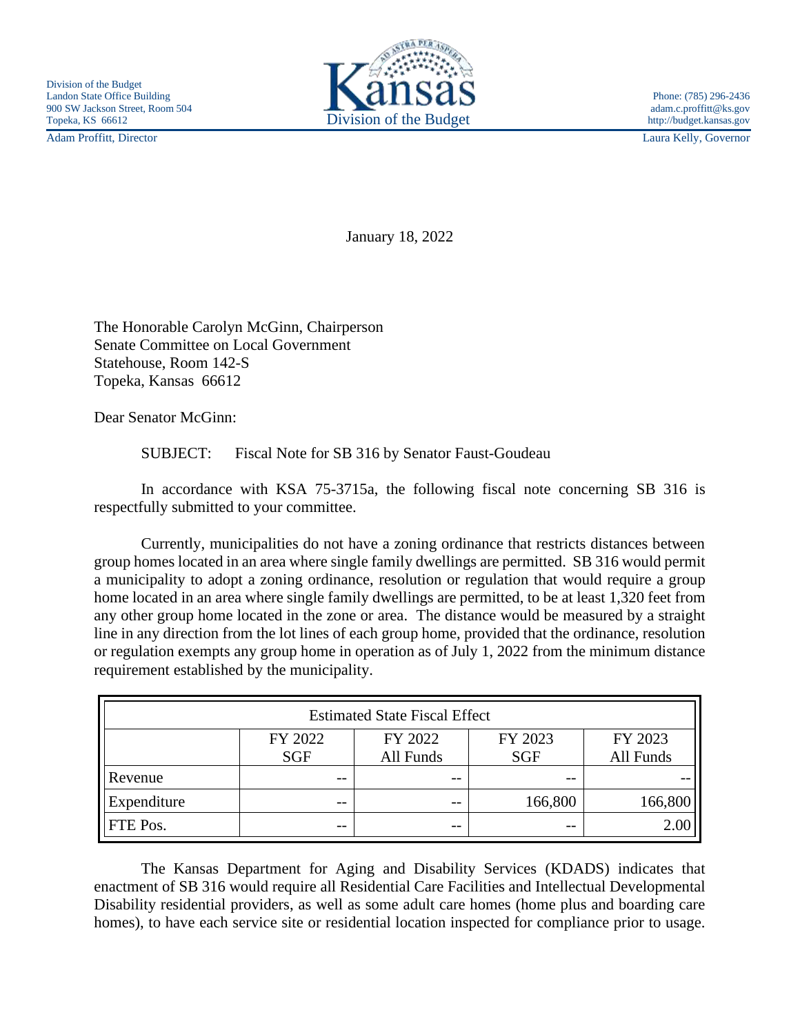Division of the Budget
Landon State Office Building
900 SW Jackson Street, Room 504
Topeka, KS 66612
Adam Proffitt, Director

Kansas
Division of the Budget

Phone: (785) 296-2436
adam.c.proffitt@ks.gov
http://budget.kansas.gov
Laura Kelly, Governor

January 18, 2022

The Honorable Carolyn McGinn, Chairperson
Senate Committee on Local Government
Statehouse, Room 142-S
Topeka, Kansas 66612

Dear Senator McGinn:

SUBJECT: Fiscal Note for SB 316 by Senator Faust-Goudeau

In accordance with KSA 75-3715a, the following fiscal note concerning SB 316 is respectfully submitted to your committee.

Currently, municipalities do not have a zoning ordinance that restricts distances between group homes located in an area where single family dwellings are permitted. SB 316 would permit a municipality to adopt a zoning ordinance, resolution or regulation that would require a group home located in an area where single family dwellings are permitted, to be at least 1,320 feet from any other group home located in the zone or area. The distance would be measured by a straight line in any direction from the lot lines of each group home, provided that the ordinance, resolution or regulation exempts any group home in operation as of July 1, 2022 from the minimum distance requirement established by the municipality.

| Estimated State Fiscal Effect | | | | |
|---|---|---|---|---|
| | FY 2022 SGF | FY 2022 All Funds | FY 2023 SGF | FY 2023 All Funds |
| Revenue | -- | -- | -- | -- |
| Expenditure | -- | -- | 166,800 | 166,800 |
| FTE Pos. | -- | -- | -- | 2.00 |

The Kansas Department for Aging and Disability Services (KDADS) indicates that enactment of SB 316 would require all Residential Care Facilities and Intellectual Developmental Disability residential providers, as well as some adult care homes (home plus and boarding care homes), to have each service site or residential location inspected for compliance prior to usage.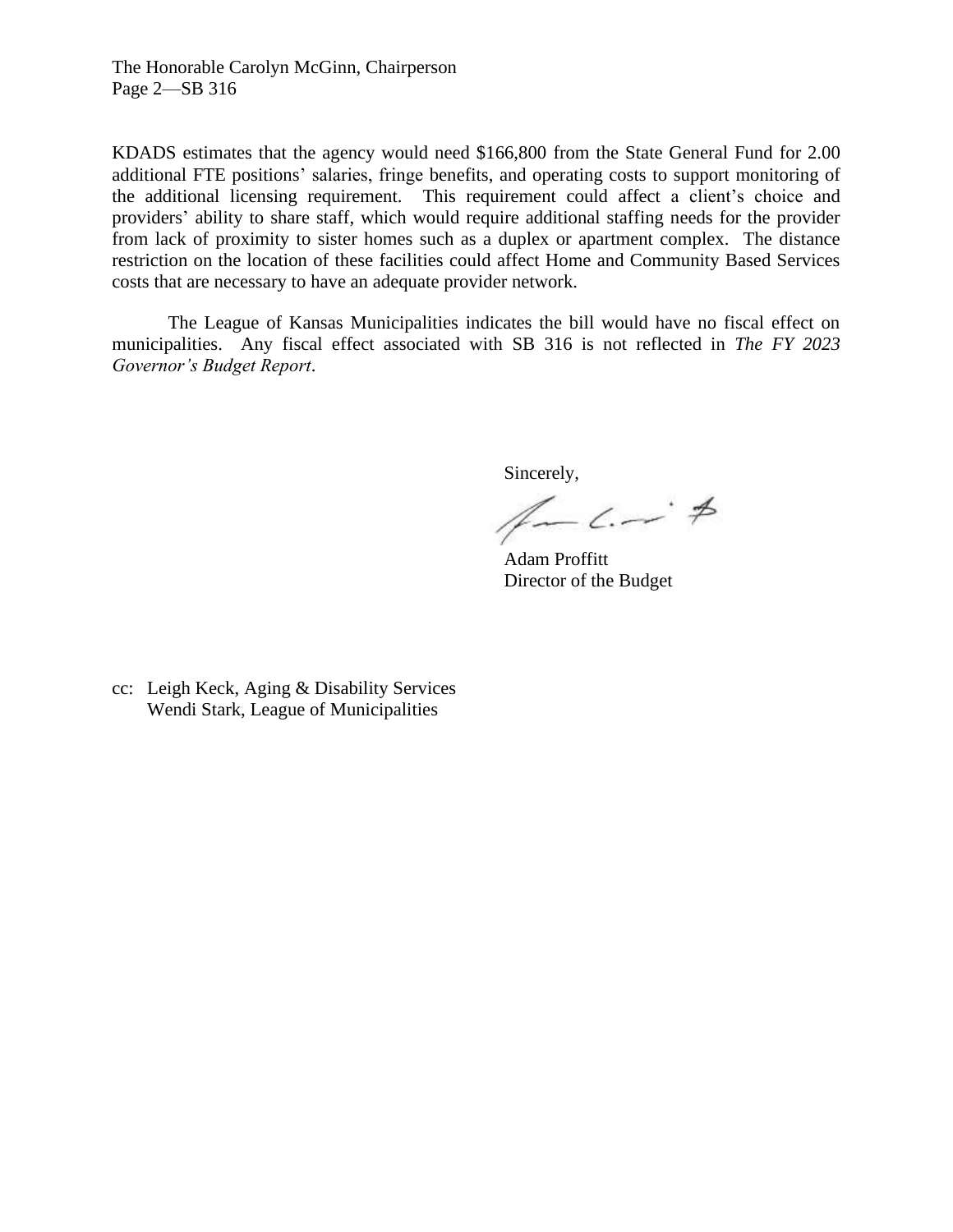KDADS estimates that the agency would need $166,800 from the State General Fund for 2.00 additional FTE positions' salaries, fringe benefits, and operating costs to support monitoring of the additional licensing requirement. This requirement could affect a client's choice and providers' ability to share staff, which would require additional staffing needs for the provider from lack of proximity to sister homes such as a duplex or apartment complex. The distance restriction on the location of these facilities could affect Home and Community Based Services costs that are necessary to have an adequate provider network.

The League of Kansas Municipalities indicates the bill would have no fiscal effect on municipalities. Any fiscal effect associated with SB 316 is not reflected in *The FY 2023 Governor's Budget Report*.

Sincerely,

Adam Proffitt
Director of the Budget

cc: Leigh Keck, Aging & Disability Services
Wendi Stark, League of Municipalities